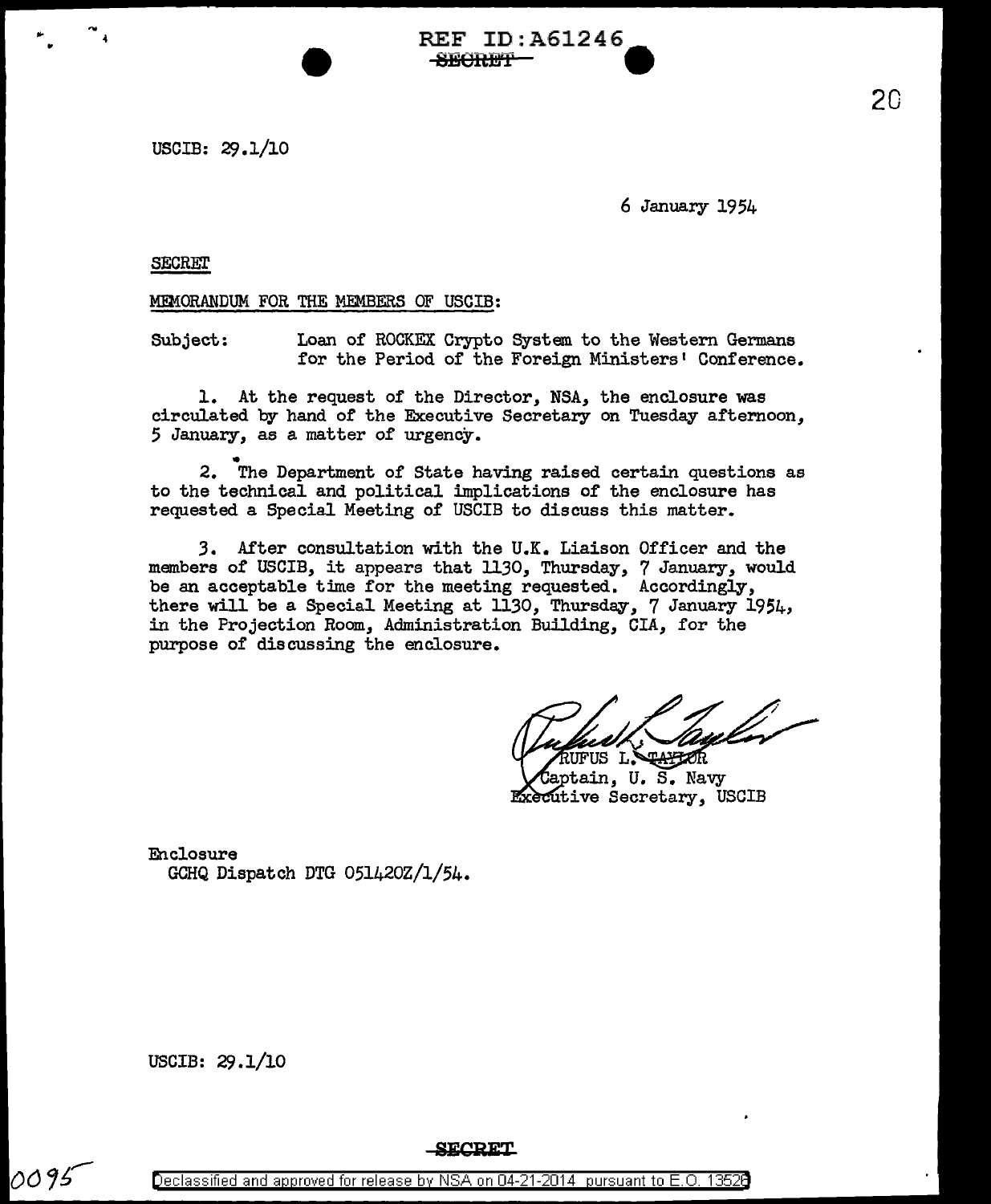REF ID:A61246
~~SECRET~~

USCIB: 29.1/10

6 January 1954

SECRET

MEMORANDUM FOR THE MEMBERS OF USCIB:

Subject: Loan of ROCKEX Crypto System to the Western Germans for the Period of the Foreign Ministers' Conference.

1. At the request of the Director, NSA, the enclosure was circulated by hand of the Executive Secretary on Tuesday afternoon, 5 January, as a matter of urgency.

2. The Department of State having raised certain questions as to the technical and political implications of the enclosure has requested a Special Meeting of USCIB to discuss this matter.

3. After consultation with the U.K. Liaison Officer and the members of USCIB, it appears that 1130, Thursday, 7 January, would be an acceptable time for the meeting requested. Accordingly, there will be a Special Meeting at 1130, Thursday, 7 January 1954, in the Projection Room, Administration Building, CIA, for the purpose of discussing the enclosure.

RUFUS L. TAYLOR
Captain, U. S. Navy
Executive Secretary, USCIB

Enclosure
GCHQ Dispatch DTG 051420Z/1/54.

USCIB: 29.1/10

SECRET

Declassified and approved for release by NSA on 04-21-2014 pursuant to E.O. 13526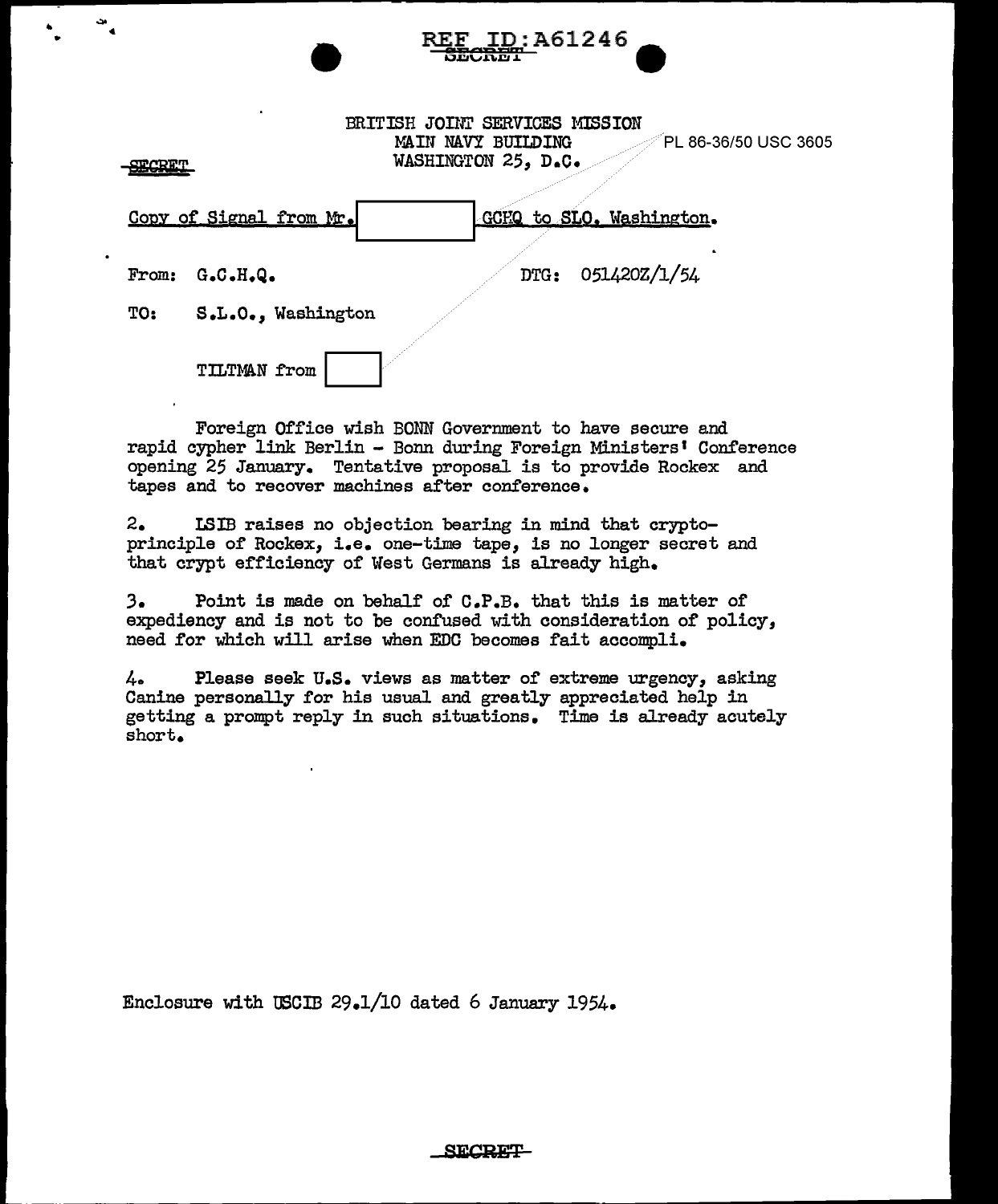REF ID:A61246

SECRET

BRITISH JOINT SERVICES MISSION
MAIN NAVY BUILDING
WASHINGTON 25, D.C.

PL 86-36/50 USC 3605

SECRET

Copy of Signal from Mr. [redacted] GCHQ to SLO, Washington.

From: G.C.H.Q.

DTG: 051420Z/1/54

TO: S.L.O., Washington

TILTMAN from [redacted]

Foreign Office wish BONN Government to have secure and rapid cypher link Berlin - Bonn during Foreign Ministers' Conference opening 25 January. Tentative proposal is to provide Rockex and tapes and to recover machines after conference.

2. LSIB raises no objection bearing in mind that crypto-principle of Rockex, i.e. one-time tape, is no longer secret and that crypt efficiency of West Germans is already high.

3. Point is made on behalf of C.P.B. that this is matter of expediency and is not to be confused with consideration of policy, need for which will arise when EDC becomes fait accompli.

4. Please seek U.S. views as matter of extreme urgency, asking Canine personally for his usual and greatly appreciated help in getting a prompt reply in such situations. Time is already acutely short.

Enclosure with USCIB 29.1/10 dated 6 January 1954.

SECRET